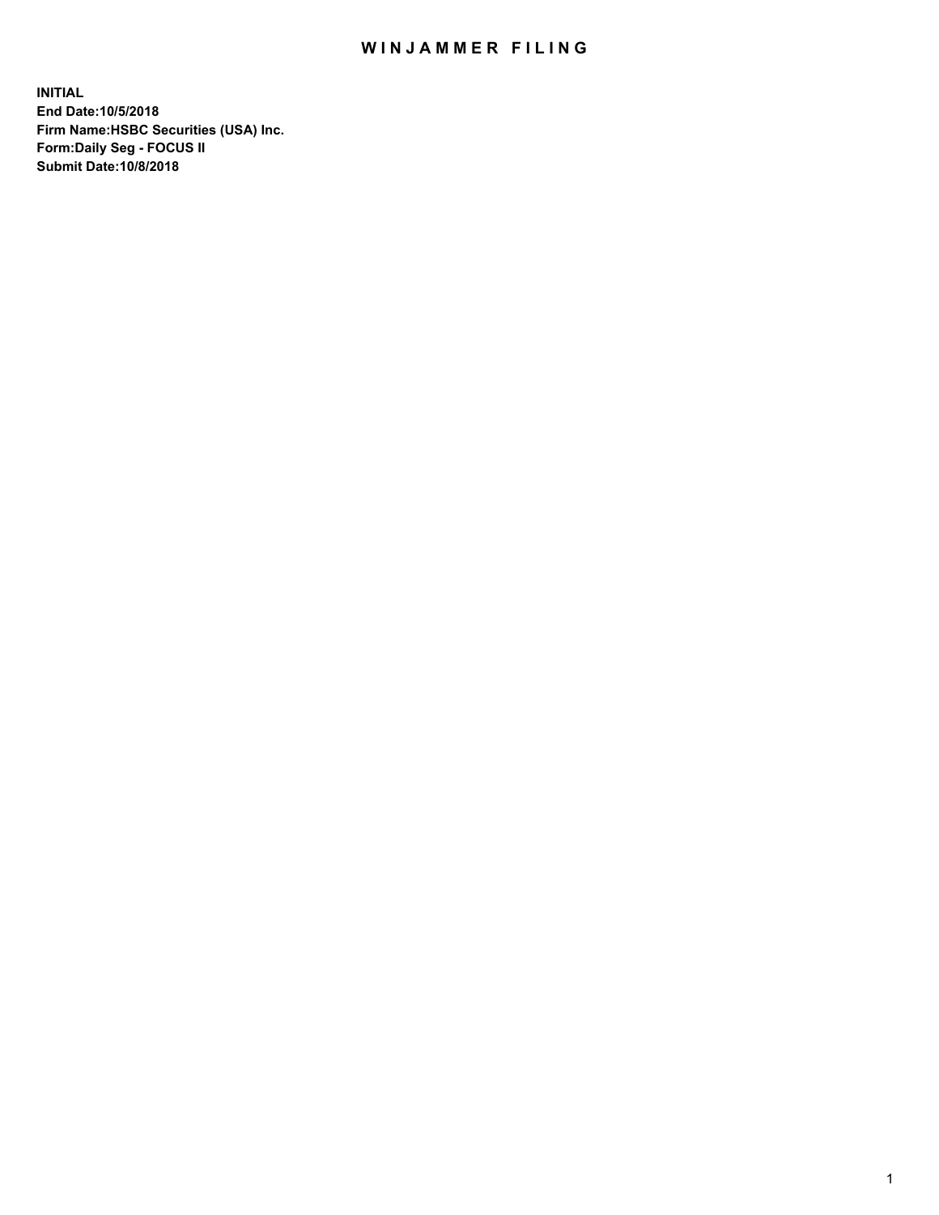# WINJAMMER FILING

**INITIAL**
**End Date:10/5/2018**
**Firm Name:HSBC Securities (USA) Inc.**
**Form:Daily Seg - FOCUS II**
**Submit Date:10/8/2018**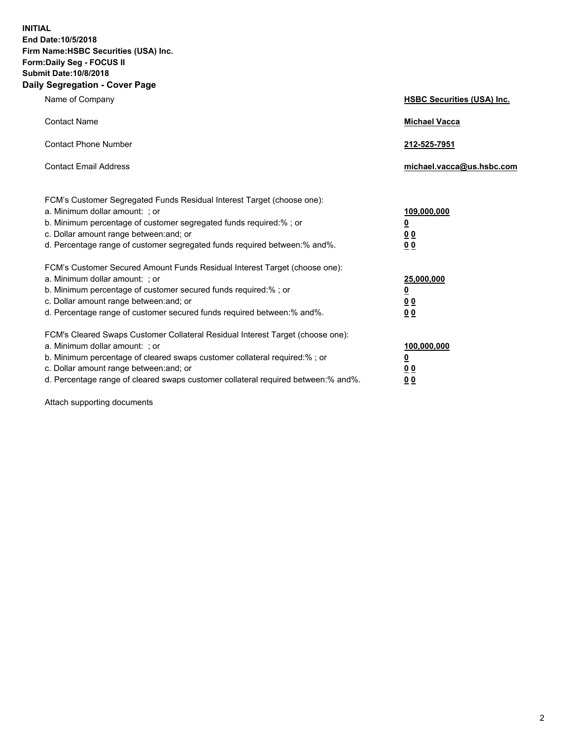**INITIAL**
**End Date:10/5/2018**
**Firm Name:HSBC Securities (USA) Inc.**
**Form:Daily Seg - FOCUS II**
**Submit Date:10/8/2018**

## Daily Segregation - Cover Page

| | |
|---|---|
| Name of Company | **HSBC Securities (USA) Inc.** |
| Contact Name | **Michael Vacca** |
| Contact Phone Number | **212-525-7951** |
| Contact Email Address | **michael.vacca@us.hsbc.com** |

FCM's Customer Segregated Funds Residual Interest Target (choose one):

| | |
|---|---|
| a. Minimum dollar amount: ; or | **109,000,000** |
| b. Minimum percentage of customer segregated funds required:% ; or | **0** |
| c. Dollar amount range between:and; or | **0 0** |
| d. Percentage range of customer segregated funds required between:% and%. | **0 0** |

FCM's Customer Secured Amount Funds Residual Interest Target (choose one):

| | |
|---|---|
| a. Minimum dollar amount: ; or | **25,000,000** |
| b. Minimum percentage of customer secured funds required:% ; or | **0** |
| c. Dollar amount range between:and; or | **0 0** |
| d. Percentage range of customer secured funds required between:% and%. | **0 0** |

FCM's Cleared Swaps Customer Collateral Residual Interest Target (choose one):

| | |
|---|---|
| a. Minimum dollar amount: ; or | **100,000,000** |
| b. Minimum percentage of cleared swaps customer collateral required:% ; or | **0** |
| c. Dollar amount range between:and; or | **0 0** |
| d. Percentage range of cleared swaps customer collateral required between:% and%. | **0 0** |

Attach supporting documents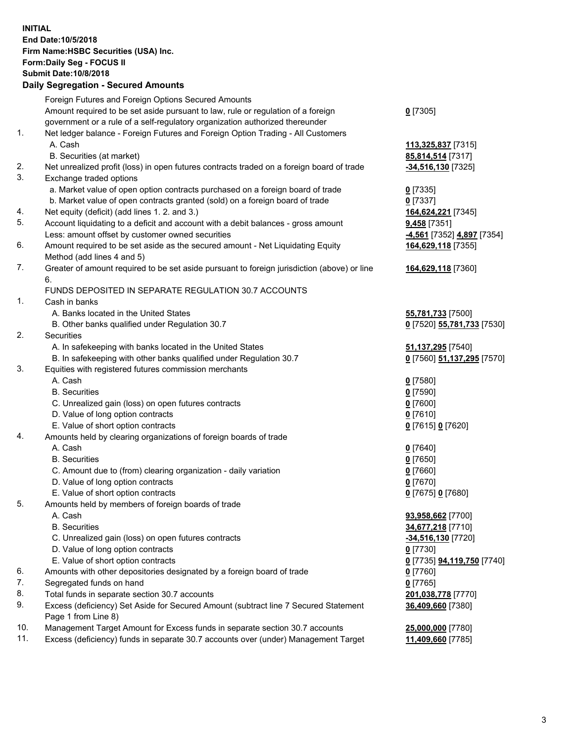**INITIAL**
**End Date:10/5/2018**
**Firm Name:HSBC Securities (USA) Inc.**
**Form:Daily Seg - FOCUS II**
**Submit Date:10/8/2018**

**Daily Segregation - Secured Amounts**

| | | |
|---|---|---|
| | Foreign Futures and Foreign Options Secured Amounts | |
| | Amount required to be set aside pursuant to law, rule or regulation of a foreign government or a rule of a self-regulatory organization authorized thereunder | **0** [7305] |
| 1. | Net ledger balance - Foreign Futures and Foreign Option Trading - All Customers | |
| | A. Cash | **113,325,837** [7315] |
| | B. Securities (at market) | **85,814,514** [7317] |
| 2. | Net unrealized profit (loss) in open futures contracts traded on a foreign board of trade | **-34,516,130** [7325] |
| 3. | Exchange traded options | |
| | a. Market value of open option contracts purchased on a foreign board of trade | **0** [7335] |
| | b. Market value of open contracts granted (sold) on a foreign board of trade | **0** [7337] |
| 4. | Net equity (deficit) (add lines 1. 2. and 3.) | **164,624,221** [7345] |
| 5. | Account liquidating to a deficit and account with a debit balances - gross amount | **9,458** [7351] |
| | Less: amount offset by customer owned securities | **-4,561** [7352] **4,897** [7354] |
| 6. | Amount required to be set aside as the secured amount - Net Liquidating Equity Method (add lines 4 and 5) | **164,629,118** [7355] |
| 7. | Greater of amount required to be set aside pursuant to foreign jurisdiction (above) or line 6. | **164,629,118** [7360] |
| | FUNDS DEPOSITED IN SEPARATE REGULATION 30.7 ACCOUNTS | |
| 1. | Cash in banks | |
| | A. Banks located in the United States | **55,781,733** [7500] |
| | B. Other banks qualified under Regulation 30.7 | **0** [7520] **55,781,733** [7530] |
| 2. | Securities | |
| | A. In safekeeping with banks located in the United States | **51,137,295** [7540] |
| | B. In safekeeping with other banks qualified under Regulation 30.7 | **0** [7560] **51,137,295** [7570] |
| 3. | Equities with registered futures commission merchants | |
| | A. Cash | **0** [7580] |
| | B. Securities | **0** [7590] |
| | C. Unrealized gain (loss) on open futures contracts | **0** [7600] |
| | D. Value of long option contracts | **0** [7610] |
| | E. Value of short option contracts | **0** [7615] **0** [7620] |
| 4. | Amounts held by clearing organizations of foreign boards of trade | |
| | A. Cash | **0** [7640] |
| | B. Securities | **0** [7650] |
| | C. Amount due to (from) clearing organization - daily variation | **0** [7660] |
| | D. Value of long option contracts | **0** [7670] |
| | E. Value of short option contracts | **0** [7675] **0** [7680] |
| 5. | Amounts held by members of foreign boards of trade | |
| | A. Cash | **93,958,662** [7700] |
| | B. Securities | **34,677,218** [7710] |
| | C. Unrealized gain (loss) on open futures contracts | **-34,516,130** [7720] |
| | D. Value of long option contracts | **0** [7730] |
| | E. Value of short option contracts | **0** [7735] **94,119,750** [7740] |
| 6. | Amounts with other depositories designated by a foreign board of trade | **0** [7760] |
| 7. | Segregated funds on hand | **0** [7765] |
| 8. | Total funds in separate section 30.7 accounts | **201,038,778** [7770] |
| 9. | Excess (deficiency) Set Aside for Secured Amount (subtract line 7 Secured Statement Page 1 from Line 8) | **36,409,660** [7380] |
| 10. | Management Target Amount for Excess funds in separate section 30.7 accounts | **25,000,000** [7780] |
| 11. | Excess (deficiency) funds in separate 30.7 accounts over (under) Management Target | **11,409,660** [7785] |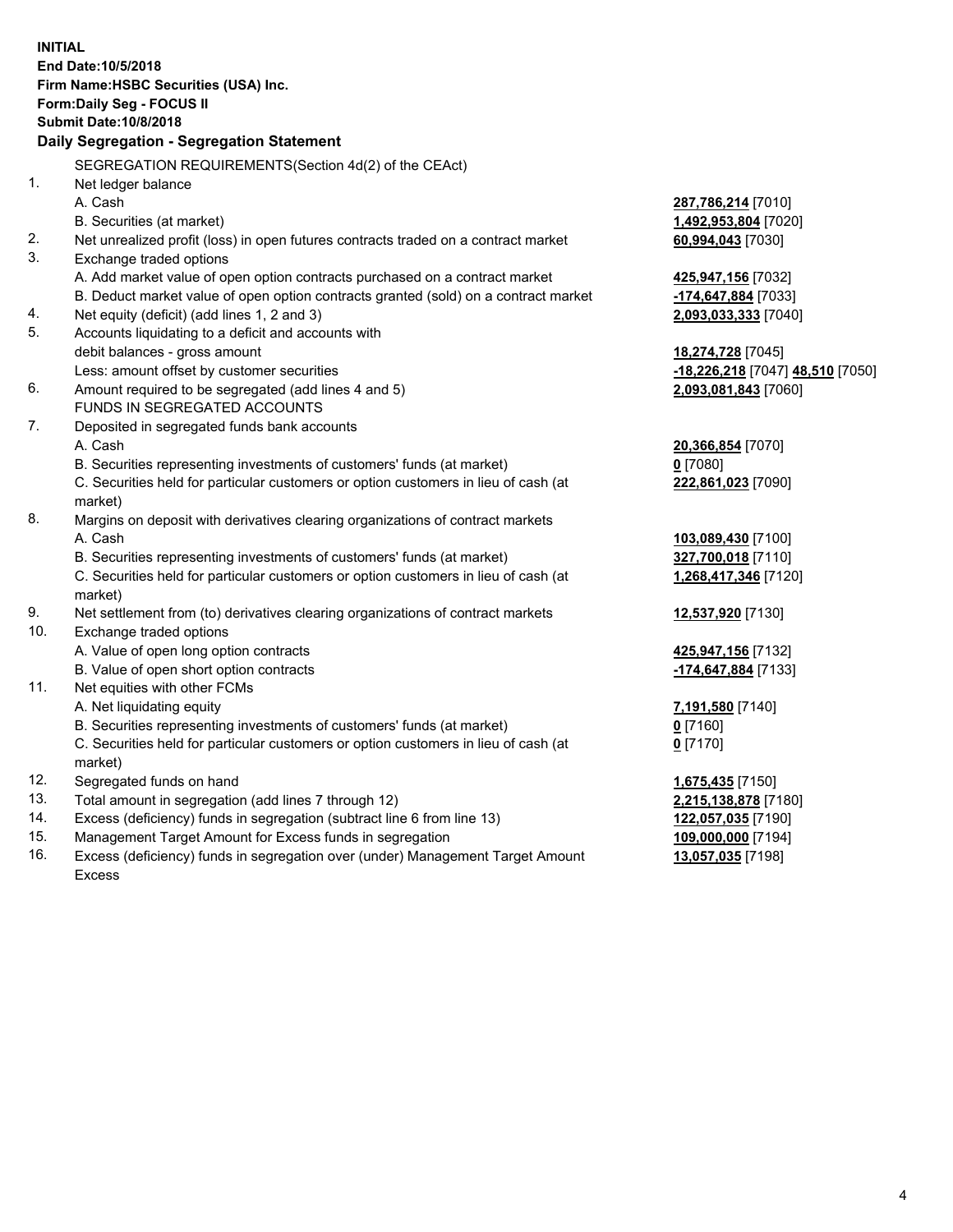**INITIAL**
**End Date:10/5/2018**
**Firm Name:HSBC Securities (USA) Inc.**
**Form:Daily Seg - FOCUS II**
**Submit Date:10/8/2018**

## Daily Segregation - Segregation Statement

SEGREGATION REQUIREMENTS(Section 4d(2) of the CEAct)

| | | |
|---|---|---|
| 1. | Net ledger balance | |
| | A. Cash | **287,786,214** [7010] |
| | B. Securities (at market) | **1,492,953,804** [7020] |
| 2. | Net unrealized profit (loss) in open futures contracts traded on a contract market | **60,994,043** [7030] |
| 3. | Exchange traded options | |
| | A. Add market value of open option contracts purchased on a contract market | **425,947,156** [7032] |
| | B. Deduct market value of open option contracts granted (sold) on a contract market | **-174,647,884** [7033] |
| 4. | Net equity (deficit) (add lines 1, 2 and 3) | **2,093,033,333** [7040] |
| 5. | Accounts liquidating to a deficit and accounts with debit balances - gross amount | **18,274,728** [7045] |
| | Less: amount offset by customer securities | **-18,226,218** [7047] **48,510** [7050] |
| 6. | Amount required to be segregated (add lines 4 and 5) | **2,093,081,843** [7060] |
| | FUNDS IN SEGREGATED ACCOUNTS | |
| 7. | Deposited in segregated funds bank accounts | |
| | A. Cash | **20,366,854** [7070] |
| | B. Securities representing investments of customers' funds (at market) | **0** [7080] |
| | C. Securities held for particular customers or option customers in lieu of cash (at market) | **222,861,023** [7090] |
| 8. | Margins on deposit with derivatives clearing organizations of contract markets | |
| | A. Cash | **103,089,430** [7100] |
| | B. Securities representing investments of customers' funds (at market) | **327,700,018** [7110] |
| | C. Securities held for particular customers or option customers in lieu of cash (at market) | **1,268,417,346** [7120] |
| 9. | Net settlement from (to) derivatives clearing organizations of contract markets | **12,537,920** [7130] |
| 10. | Exchange traded options | |
| | A. Value of open long option contracts | **425,947,156** [7132] |
| | B. Value of open short option contracts | **-174,647,884** [7133] |
| 11. | Net equities with other FCMs | |
| | A. Net liquidating equity | **7,191,580** [7140] |
| | B. Securities representing investments of customers' funds (at market) | **0** [7160] |
| | C. Securities held for particular customers or option customers in lieu of cash (at market) | **0** [7170] |
| 12. | Segregated funds on hand | **1,675,435** [7150] |
| 13. | Total amount in segregation (add lines 7 through 12) | **2,215,138,878** [7180] |
| 14. | Excess (deficiency) funds in segregation (subtract line 6 from line 13) | **122,057,035** [7190] |
| 15. | Management Target Amount for Excess funds in segregation | **109,000,000** [7194] |
| 16. | Excess (deficiency) funds in segregation over (under) Management Target Amount Excess | **13,057,035** [7198] |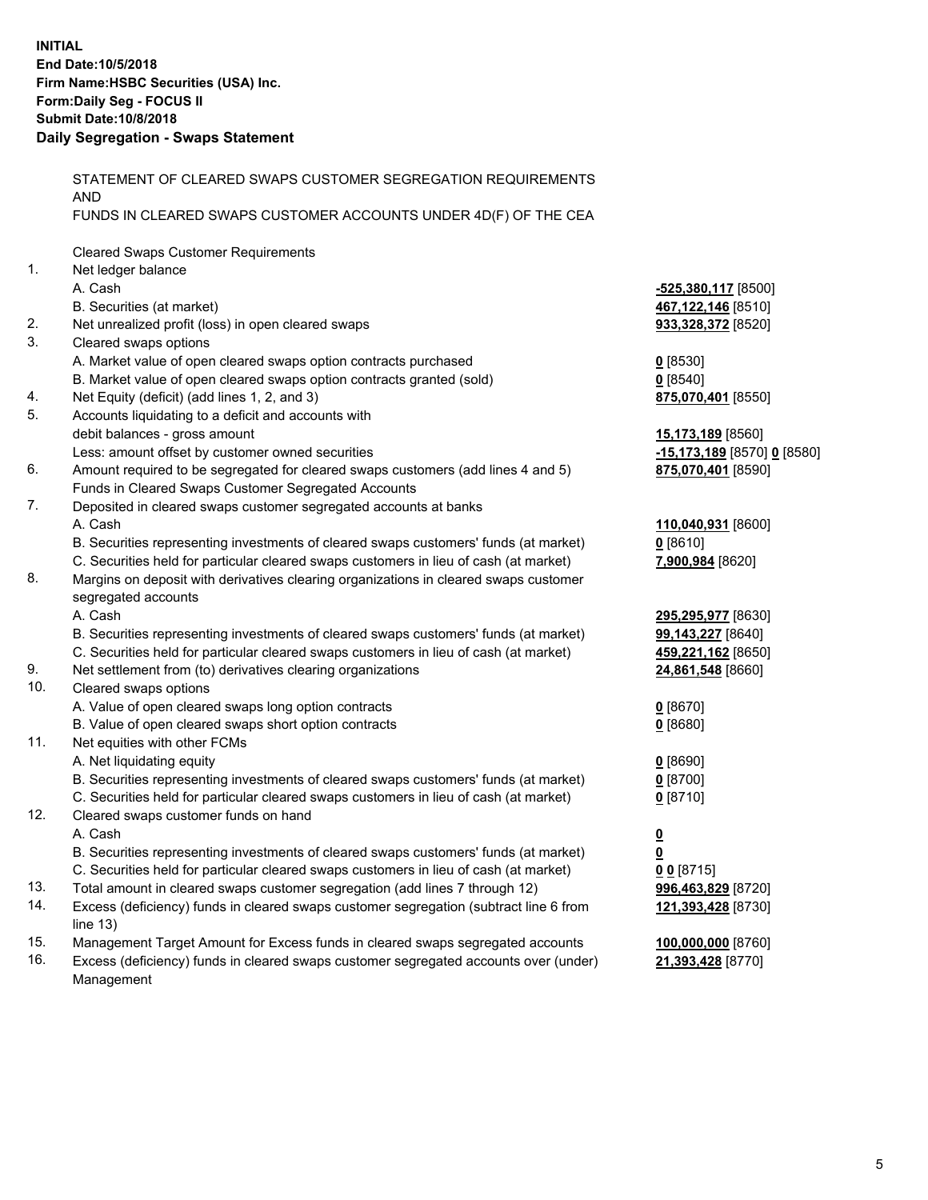**INITIAL**
**End Date:10/5/2018**
**Firm Name:HSBC Securities (USA) Inc.**
**Form:Daily Seg - FOCUS II**
**Submit Date:10/8/2018**
**Daily Segregation - Swaps Statement**

STATEMENT OF CLEARED SWAPS CUSTOMER SEGREGATION REQUIREMENTS AND
FUNDS IN CLEARED SWAPS CUSTOMER ACCOUNTS UNDER 4D(F) OF THE CEA

| | | |
|---|---|---|
| | Cleared Swaps Customer Requirements | |
| 1. | Net ledger balance | |
| | A. Cash | **-525,380,117** [8500] |
| | B. Securities (at market) | **467,122,146** [8510] |
| 2. | Net unrealized profit (loss) in open cleared swaps | **933,328,372** [8520] |
| 3. | Cleared swaps options | |
| | A. Market value of open cleared swaps option contracts purchased | **0** [8530] |
| | B. Market value of open cleared swaps option contracts granted (sold) | **0** [8540] |
| 4. | Net Equity (deficit) (add lines 1, 2, and 3) | **875,070,401** [8550] |
| 5. | Accounts liquidating to a deficit and accounts with | |
| | debit balances - gross amount | **15,173,189** [8560] |
| | Less: amount offset by customer owned securities | **-15,173,189** [8570] **0** [8580] |
| 6. | Amount required to be segregated for cleared swaps customers (add lines 4 and 5) | **875,070,401** [8590] |
| | Funds in Cleared Swaps Customer Segregated Accounts | |
| 7. | Deposited in cleared swaps customer segregated accounts at banks | |
| | A. Cash | **110,040,931** [8600] |
| | B. Securities representing investments of cleared swaps customers' funds (at market) | **0** [8610] |
| | C. Securities held for particular cleared swaps customers in lieu of cash (at market) | **7,900,984** [8620] |
| 8. | Margins on deposit with derivatives clearing organizations in cleared swaps customer segregated accounts | |
| | A. Cash | **295,295,977** [8630] |
| | B. Securities representing investments of cleared swaps customers' funds (at market) | **99,143,227** [8640] |
| | C. Securities held for particular cleared swaps customers in lieu of cash (at market) | **459,221,162** [8650] |
| 9. | Net settlement from (to) derivatives clearing organizations | **24,861,548** [8660] |
| 10. | Cleared swaps options | |
| | A. Value of open cleared swaps long option contracts | **0** [8670] |
| | B. Value of open cleared swaps short option contracts | **0** [8680] |
| 11. | Net equities with other FCMs | |
| | A. Net liquidating equity | **0** [8690] |
| | B. Securities representing investments of cleared swaps customers' funds (at market) | **0** [8700] |
| | C. Securities held for particular cleared swaps customers in lieu of cash (at market) | **0** [8710] |
| 12. | Cleared swaps customer funds on hand | |
| | A. Cash | **0** |
| | B. Securities representing investments of cleared swaps customers' funds (at market) | **0** |
| | C. Securities held for particular cleared swaps customers in lieu of cash (at market) | **0** **0** [8715] |
| 13. | Total amount in cleared swaps customer segregation (add lines 7 through 12) | **996,463,829** [8720] |
| 14. | Excess (deficiency) funds in cleared swaps customer segregation (subtract line 6 from line 13) | **121,393,428** [8730] |
| 15. | Management Target Amount for Excess funds in cleared swaps segregated accounts | **100,000,000** [8760] |
| 16. | Excess (deficiency) funds in cleared swaps customer segregated accounts over (under) Management | **21,393,428** [8770] |